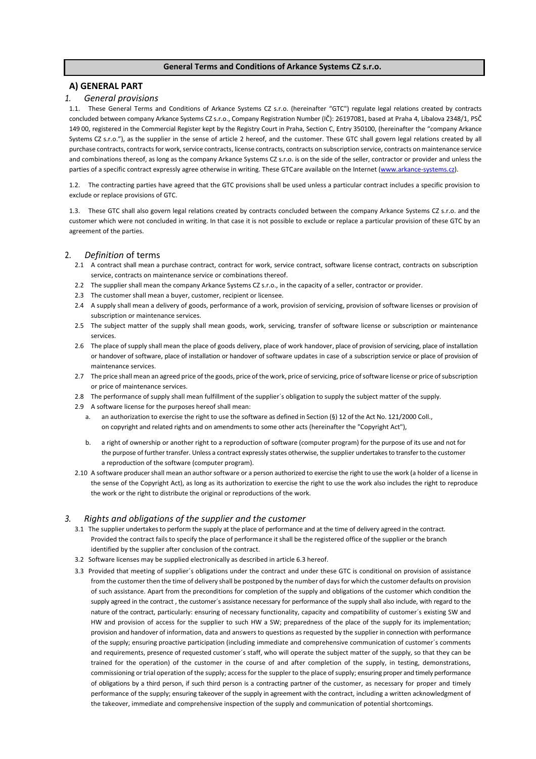# General Terms and Conditions of Arkance Systems CZ s.r.o.

## A) GENERAL PART

### *1. General provisions*

1.1. These General Terms and Conditions of Arkance Systems CZ s.r.o. (hereinafter "GTC") regulate legal relations created by contracts concluded between company Arkance Systems CZ s.r.o., Company Registration Number (IČ): 26197081, based at Praha 4, Líbalova 2348/1, PSČ 149 00, registered in the Commercial Register kept by the Registry Court in Praha, Section C, Entry 350100, (hereinafter the "company Arkance Systems CZ s.r.o."), as the supplier in the sense of article 2 hereof, and the customer. These GTC shall govern legal relations created by all purchase contracts, contracts for work, service contracts, license contracts, contracts on subscription service, contracts on maintenance service and combinations thereof, as long as the company Arkance Systems CZ s.r.o. is on the side of the seller, contractor or provider and unless the parties of a specific contract expressly agree otherwise in writing. These GTC are available on the Internet (www.arkance-systems.cz).

1.2. The contracting parties have agreed that the GTC provisions shall be used unless a particular contract includes a specific provision to exclude or replace provisions of GTC.

1.3. These GTC shall also govern legal relations created by contracts concluded between the company Arkance Systems CZ s.r.o. and the customer which were not concluded in writing. In that case it is not possible to exclude or replace a particular provision of these GTC by an agreement of the parties.

### 2. *Definition* of terms

2.1 A contract shall mean a purchase contract, contract for work, service contract, software license contract, contracts on subscription service, contracts on maintenance service or combinations thereof.

2.2 The supplier shall mean the company Arkance Systems CZ s.r.o., in the capacity of a seller, contractor or provider.

2.3 The customer shall mean a buyer, customer, recipient or licensee.

2.4 A supply shall mean a delivery of goods, performance of a work, provision of servicing, provision of software licenses or provision of subscription or maintenance services.

2.5 The subject matter of the supply shall mean goods, work, servicing, transfer of software license or subscription or maintenance services.

2.6 The place of supply shall mean the place of goods delivery, place of work handover, place of provision of servicing, place of installation or handover of software, place of installation or handover of software updates in case of a subscription service or place of provision of maintenance services.

2.7 The price shall mean an agreed price of the goods, price of the work, price of servicing, price of software license or price of subscription or price of maintenance services.

2.8 The performance of supply shall mean fulfillment of the supplier´s obligation to supply the subject matter of the supply.

2.9 A software license for the purposes hereof shall mean:

a. an authorization to exercise the right to use the software as defined in Section (§) 12 of the Act No. 121/2000 Coll., on copyright and related rights and on amendments to some other acts (hereinafter the "Copyright Act"),

b. a right of ownership or another right to a reproduction of software (computer program) for the purpose of its use and not for the purpose of further transfer. Unless a contract expressly states otherwise, the supplier undertakes to transfer to the customer a reproduction of the software (computer program).

2.10 A software producer shall mean an author software or a person authorized to exercise the right to use the work (a holder of a license in the sense of the Copyright Act), as long as its authorization to exercise the right to use the work also includes the right to reproduce the work or the right to distribute the original or reproductions of the work.

### *3. Rights and obligations of the supplier and the customer*

3.1 The supplier undertakes to perform the supply at the place of performance and at the time of delivery agreed in the contract. Provided the contract fails to specify the place of performance it shall be the registered office of the supplier or the branch identified by the supplier after conclusion of the contract.

3.2 Software licenses may be supplied electronically as described in article 6.3 hereof.

3.3 Provided that meeting of supplier´s obligations under the contract and under these GTC is conditional on provision of assistance from the customer then the time of delivery shall be postponed by the number of days for which the customer defaults on provision of such assistance. Apart from the preconditions for completion of the supply and obligations of the customer which condition the supply agreed in the contract , the customer´s assistance necessary for performance of the supply shall also include, with regard to the nature of the contract, particularly: ensuring of necessary functionality, capacity and compatibility of customer´s existing SW and HW and provision of access for the supplier to such HW a SW; preparedness of the place of the supply for its implementation; provision and handover of information, data and answers to questions as requested by the supplier in connection with performance of the supply; ensuring proactive participation (including immediate and comprehensive communication of customer´s comments and requirements, presence of requested customer´s staff, who will operate the subject matter of the supply, so that they can be trained for the operation) of the customer in the course of and after completion of the supply, in testing, demonstrations, commissioning or trial operation of the supply; access for the suppler to the place of supply; ensuring proper and timely performance of obligations by a third person, if such third person is a contracting partner of the customer, as necessary for proper and timely performance of the supply; ensuring takeover of the supply in agreement with the contract, including a written acknowledgment of the takeover, immediate and comprehensive inspection of the supply and communication of potential shortcomings.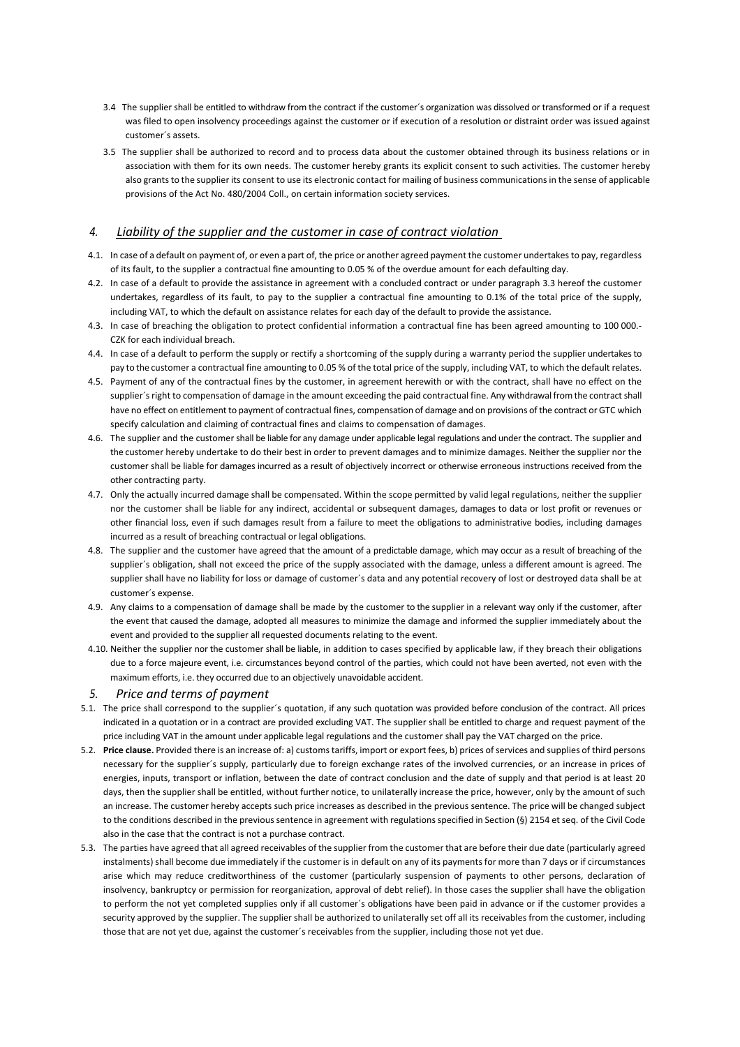3.4 The supplier shall be entitled to withdraw from the contract if the customer´s organization was dissolved or transformed or if a request was filed to open insolvency proceedings against the customer or if execution of a resolution or distraint order was issued against customer´s assets.

3.5 The supplier shall be authorized to record and to process data about the customer obtained through its business relations or in association with them for its own needs. The customer hereby grants its explicit consent to such activities. The customer hereby also grants to the supplier its consent to use its electronic contact for mailing of business communications in the sense of applicable provisions of the Act No. 480/2004 Coll., on certain information society services.

## 4. *Liability of the supplier and the customer in case of contract violation*

4.1. In case of a default on payment of, or even a part of, the price or another agreed payment the customer undertakes to pay, regardless of its fault, to the supplier a contractual fine amounting to 0.05 % of the overdue amount for each defaulting day.

4.2. In case of a default to provide the assistance in agreement with a concluded contract or under paragraph 3.3 hereof the customer undertakes, regardless of its fault, to pay to the supplier a contractual fine amounting to 0.1% of the total price of the supply, including VAT, to which the default on assistance relates for each day of the default to provide the assistance.

4.3. In case of breaching the obligation to protect confidential information a contractual fine has been agreed amounting to 100 000.- CZK for each individual breach.

4.4. In case of a default to perform the supply or rectify a shortcoming of the supply during a warranty period the supplier undertakes to pay to the customer a contractual fine amounting to 0.05 % of the total price of the supply, including VAT, to which the default relates.

4.5. Payment of any of the contractual fines by the customer, in agreement herewith or with the contract, shall have no effect on the supplier´s right to compensation of damage in the amount exceeding the paid contractual fine. Any withdrawal from the contract shall have no effect on entitlement to payment of contractual fines, compensation of damage and on provisions of the contract or GTC which specify calculation and claiming of contractual fines and claims to compensation of damages.

4.6. The supplier and the customer shall be liable for any damage under applicable legal regulations and under the contract. The supplier and the customer hereby undertake to do their best in order to prevent damages and to minimize damages. Neither the supplier nor the customer shall be liable for damages incurred as a result of objectively incorrect or otherwise erroneous instructions received from the other contracting party.

4.7. Only the actually incurred damage shall be compensated. Within the scope permitted by valid legal regulations, neither the supplier nor the customer shall be liable for any indirect, accidental or subsequent damages, damages to data or lost profit or revenues or other financial loss, even if such damages result from a failure to meet the obligations to administrative bodies, including damages incurred as a result of breaching contractual or legal obligations.

4.8. The supplier and the customer have agreed that the amount of a predictable damage, which may occur as a result of breaching of the supplier´s obligation, shall not exceed the price of the supply associated with the damage, unless a different amount is agreed. The supplier shall have no liability for loss or damage of customer´s data and any potential recovery of lost or destroyed data shall be at customer´s expense.

4.9. Any claims to a compensation of damage shall be made by the customer to the supplier in a relevant way only if the customer, after the event that caused the damage, adopted all measures to minimize the damage and informed the supplier immediately about the event and provided to the supplier all requested documents relating to the event.

4.10. Neither the supplier nor the customer shall be liable, in addition to cases specified by applicable law, if they breach their obligations due to a force majeure event, i.e. circumstances beyond control of the parties, which could not have been averted, not even with the maximum efforts, i.e. they occurred due to an objectively unavoidable accident.

## 5. *Price and terms of payment*

5.1. The price shall correspond to the supplier´s quotation, if any such quotation was provided before conclusion of the contract. All prices indicated in a quotation or in a contract are provided excluding VAT. The supplier shall be entitled to charge and request payment of the price including VAT in the amount under applicable legal regulations and the customer shall pay the VAT charged on the price.

5.2. **Price clause.** Provided there is an increase of: a) customs tariffs, import or export fees, b) prices of services and supplies of third persons necessary for the supplier´s supply, particularly due to foreign exchange rates of the involved currencies, or an increase in prices of energies, inputs, transport or inflation, between the date of contract conclusion and the date of supply and that period is at least 20 days, then the supplier shall be entitled, without further notice, to unilaterally increase the price, however, only by the amount of such an increase. The customer hereby accepts such price increases as described in the previous sentence. The price will be changed subject to the conditions described in the previous sentence in agreement with regulations specified in Section (§) 2154 et seq. of the Civil Code also in the case that the contract is not a purchase contract.

5.3. The parties have agreed that all agreed receivables of the supplier from the customer that are before their due date (particularly agreed instalments) shall become due immediately if the customer is in default on any of its payments for more than 7 days or if circumstances arise which may reduce creditworthiness of the customer (particularly suspension of payments to other persons, declaration of insolvency, bankruptcy or permission for reorganization, approval of debt relief). In those cases the supplier shall have the obligation to perform the not yet completed supplies only if all customer´s obligations have been paid in advance or if the customer provides a security approved by the supplier. The supplier shall be authorized to unilaterally set off all its receivables from the customer, including those that are not yet due, against the customer´s receivables from the supplier, including those not yet due.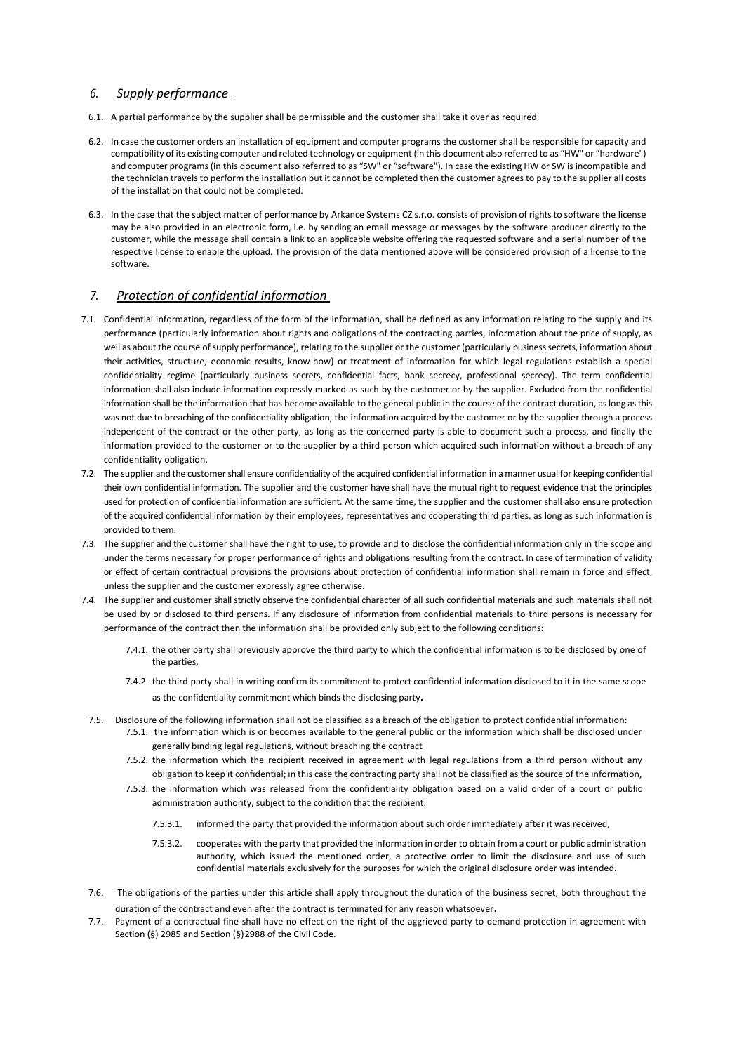## *6. Supply performance*

6.1. A partial performance by the supplier shall be permissible and the customer shall take it over as required.

6.2. In case the customer orders an installation of equipment and computer programs the customer shall be responsible for capacity and compatibility of its existing computer and related technology or equipment (in this document also referred to as "HW" or "hardware") and computer programs (in this document also referred to as "SW" or "software"). In case the existing HW or SW is incompatible and the technician travels to perform the installation but it cannot be completed then the customer agrees to pay to the supplier all costs of the installation that could not be completed.

6.3. In the case that the subject matter of performance by Arkance Systems CZ s.r.o. consists of provision of rights to software the license may be also provided in an electronic form, i.e. by sending an email message or messages by the software producer directly to the customer, while the message shall contain a link to an applicable website offering the requested software and a serial number of the respective license to enable the upload. The provision of the data mentioned above will be considered provision of a license to the software.

## *7. Protection of confidential information*

7.1. Confidential information, regardless of the form of the information, shall be defined as any information relating to the supply and its performance (particularly information about rights and obligations of the contracting parties, information about the price of supply, as well as about the course of supply performance), relating to the supplier or the customer (particularly business secrets, information about their activities, structure, economic results, know-how) or treatment of information for which legal regulations establish a special confidentiality regime (particularly business secrets, confidential facts, bank secrecy, professional secrecy). The term confidential information shall also include information expressly marked as such by the customer or by the supplier. Excluded from the confidential information shall be the information that has become available to the general public in the course of the contract duration, as long as this was not due to breaching of the confidentiality obligation, the information acquired by the customer or by the supplier through a process independent of the contract or the other party, as long as the concerned party is able to document such a process, and finally the information provided to the customer or to the supplier by a third person which acquired such information without a breach of any confidentiality obligation.

7.2. The supplier and the customer shall ensure confidentiality of the acquired confidential information in a manner usual for keeping confidential their own confidential information. The supplier and the customer have shall have the mutual right to request evidence that the principles used for protection of confidential information are sufficient. At the same time, the supplier and the customer shall also ensure protection of the acquired confidential information by their employees, representatives and cooperating third parties, as long as such information is provided to them.

7.3. The supplier and the customer shall have the right to use, to provide and to disclose the confidential information only in the scope and under the terms necessary for proper performance of rights and obligations resulting from the contract. In case of termination of validity or effect of certain contractual provisions the provisions about protection of confidential information shall remain in force and effect, unless the supplier and the customer expressly agree otherwise.

7.4. The supplier and customer shall strictly observe the confidential character of all such confidential materials and such materials shall not be used by or disclosed to third persons. If any disclosure of information from confidential materials to third persons is necessary for performance of the contract then the information shall be provided only subject to the following conditions:

7.4.1. the other party shall previously approve the third party to which the confidential information is to be disclosed by one of the parties,

7.4.2. the third party shall in writing confirm its commitment to protect confidential information disclosed to it in the same scope as the confidentiality commitment which binds the disclosing party**.**

7.5. Disclosure of the following information shall not be classified as a breach of the obligation to protect confidential information:

7.5.1. the information which is or becomes available to the general public or the information which shall be disclosed under generally binding legal regulations, without breaching the contract

7.5.2. the information which the recipient received in agreement with legal regulations from a third person without any obligation to keep it confidential; in this case the contracting party shall not be classified as the source of the information,

7.5.3. the information which was released from the confidentiality obligation based on a valid order of a court or public administration authority, subject to the condition that the recipient:

7.5.3.1. informed the party that provided the information about such order immediately after it was received,

7.5.3.2. cooperates with the party that provided the information in order to obtain from a court or public administration authority, which issued the mentioned order, a protective order to limit the disclosure and use of such confidential materials exclusively for the purposes for which the original disclosure order was intended.

7.6. The obligations of the parties under this article shall apply throughout the duration of the business secret, both throughout the duration of the contract and even after the contract is terminated for any reason whatsoever**.**

7.7. Payment of a contractual fine shall have no effect on the right of the aggrieved party to demand protection in agreement with Section (§) 2985 and Section (§)2988 of the Civil Code.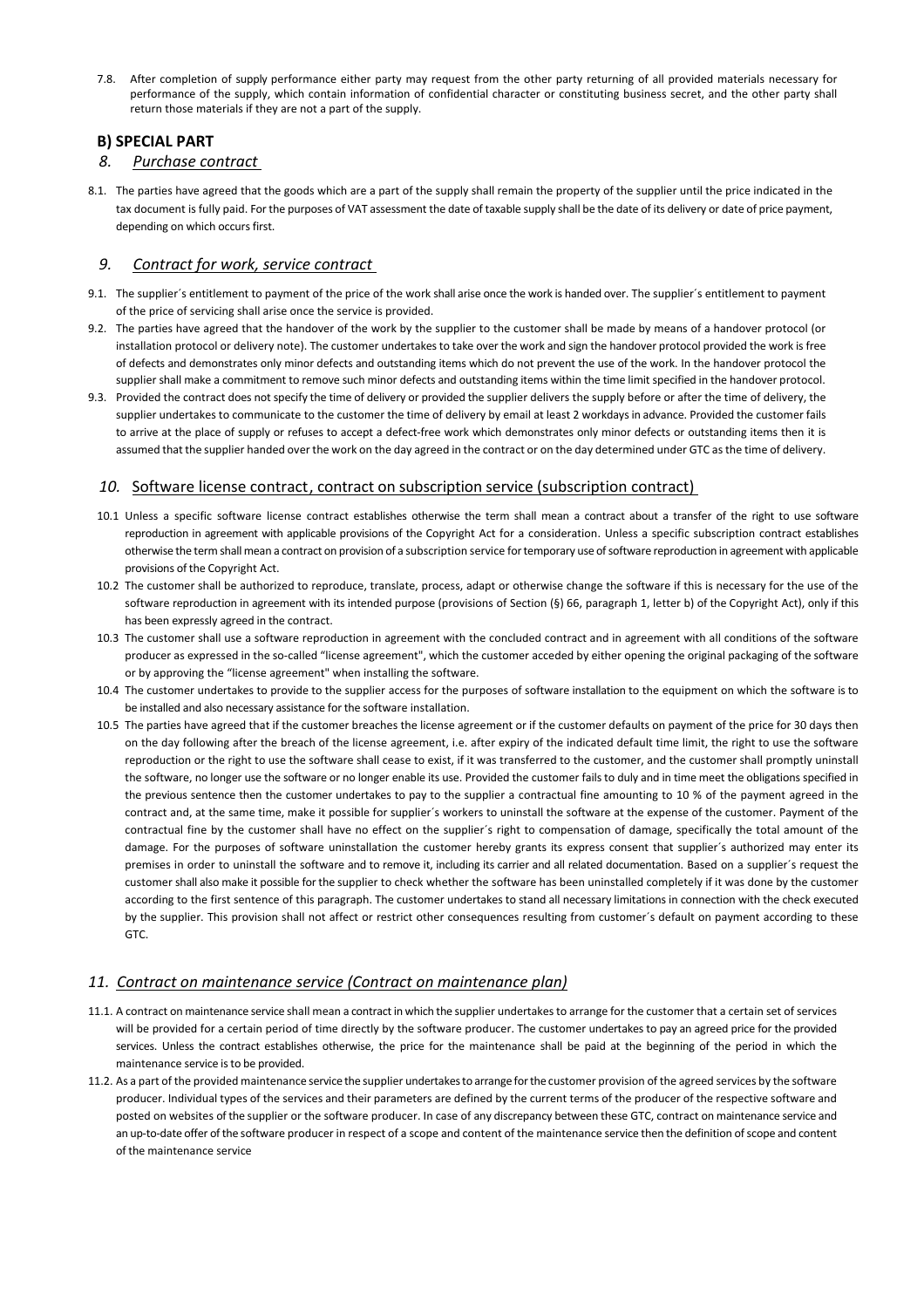7.8. After completion of supply performance either party may request from the other party returning of all provided materials necessary for performance of the supply, which contain information of confidential character or constituting business secret, and the other party shall return those materials if they are not a part of the supply.

## B) SPECIAL PART

### *8. Purchase contract*

8.1. The parties have agreed that the goods which are a part of the supply shall remain the property of the supplier until the price indicated in the tax document is fully paid. For the purposes of VAT assessment the date of taxable supply shall be the date of its delivery or date of price payment, depending on which occurs first.

### *9. Contract for work, service contract*

9.1. The supplier´s entitlement to payment of the price of the work shall arise once the work is handed over. The supplier´s entitlement to payment of the price of servicing shall arise once the service is provided.

9.2. The parties have agreed that the handover of the work by the supplier to the customer shall be made by means of a handover protocol (or installation protocol or delivery note). The customer undertakes to take over the work and sign the handover protocol provided the work is free of defects and demonstrates only minor defects and outstanding items which do not prevent the use of the work. In the handover protocol the supplier shall make a commitment to remove such minor defects and outstanding items within the time limit specified in the handover protocol.

9.3. Provided the contract does not specify the time of delivery or provided the supplier delivers the supply before or after the time of delivery, the supplier undertakes to communicate to the customer the time of delivery by email at least 2 workdays in advance. Provided the customer fails to arrive at the place of supply or refuses to accept a defect-free work which demonstrates only minor defects or outstanding items then it is assumed that the supplier handed over the work on the day agreed in the contract or on the day determined under GTC as the time of delivery.

### *10.* Software license contract, contract on subscription service (subscription contract)

10.1 Unless a specific software license contract establishes otherwise the term shall mean a contract about a transfer of the right to use software reproduction in agreement with applicable provisions of the Copyright Act for a consideration. Unless a specific subscription contract establishes otherwise the term shall mean a contract on provision of a subscription service for temporary use of software reproduction in agreement with applicable provisions of the Copyright Act.

10.2 The customer shall be authorized to reproduce, translate, process, adapt or otherwise change the software if this is necessary for the use of the software reproduction in agreement with its intended purpose (provisions of Section (§) 66, paragraph 1, letter b) of the Copyright Act), only if this has been expressly agreed in the contract.

10.3 The customer shall use a software reproduction in agreement with the concluded contract and in agreement with all conditions of the software producer as expressed in the so-called "license agreement", which the customer acceded by either opening the original packaging of the software or by approving the "license agreement" when installing the software.

10.4 The customer undertakes to provide to the supplier access for the purposes of software installation to the equipment on which the software is to be installed and also necessary assistance for the software installation.

10.5 The parties have agreed that if the customer breaches the license agreement or if the customer defaults on payment of the price for 30 days then on the day following after the breach of the license agreement, i.e. after expiry of the indicated default time limit, the right to use the software reproduction or the right to use the software shall cease to exist, if it was transferred to the customer, and the customer shall promptly uninstall the software, no longer use the software or no longer enable its use. Provided the customer fails to duly and in time meet the obligations specified in the previous sentence then the customer undertakes to pay to the supplier a contractual fine amounting to 10 % of the payment agreed in the contract and, at the same time, make it possible for supplier´s workers to uninstall the software at the expense of the customer. Payment of the contractual fine by the customer shall have no effect on the supplier´s right to compensation of damage, specifically the total amount of the damage. For the purposes of software uninstallation the customer hereby grants its express consent that supplier´s authorized may enter its premises in order to uninstall the software and to remove it, including its carrier and all related documentation. Based on a supplier´s request the customer shall also make it possible for the supplier to check whether the software has been uninstalled completely if it was done by the customer according to the first sentence of this paragraph. The customer undertakes to stand all necessary limitations in connection with the check executed by the supplier. This provision shall not affect or restrict other consequences resulting from customer´s default on payment according to these GTC.

### *11. Contract on maintenance service (Contract on maintenance plan)*

11.1. A contract on maintenance service shall mean a contract in which the supplier undertakes to arrange for the customer that a certain set of services will be provided for a certain period of time directly by the software producer. The customer undertakes to pay an agreed price for the provided services. Unless the contract establishes otherwise, the price for the maintenance shall be paid at the beginning of the period in which the maintenance service is to be provided.

11.2. As a part of the provided maintenance service the supplier undertakes to arrange for the customer provision of the agreed services by the software producer. Individual types of the services and their parameters are defined by the current terms of the producer of the respective software and posted on websites of the supplier or the software producer. In case of any discrepancy between these GTC, contract on maintenance service and an up-to-date offer of the software producer in respect of a scope and content of the maintenance service then the definition of scope and content of the maintenance service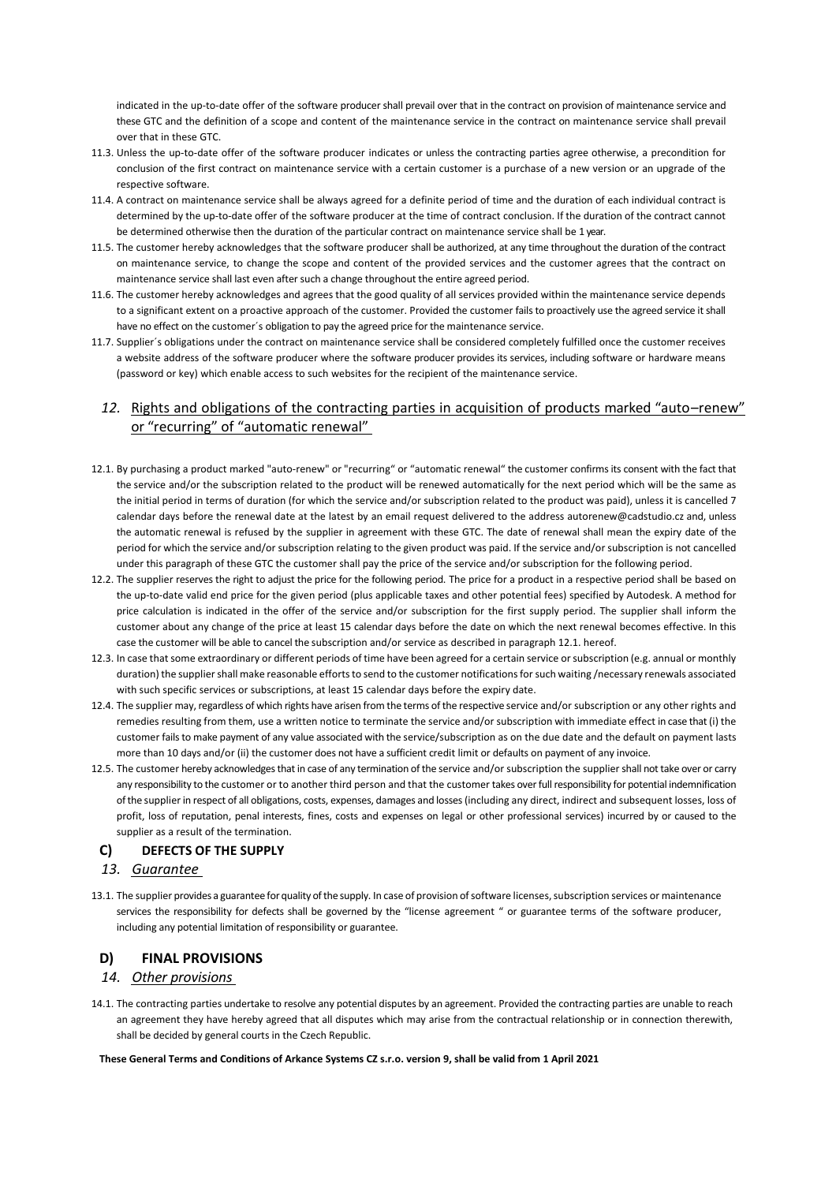indicated in the up-to-date offer of the software producer shall prevail over that in the contract on provision of maintenance service and these GTC and the definition of a scope and content of the maintenance service in the contract on maintenance service shall prevail over that in these GTC.

11.3. Unless the up-to-date offer of the software producer indicates or unless the contracting parties agree otherwise, a precondition for conclusion of the first contract on maintenance service with a certain customer is a purchase of a new version or an upgrade of the respective software.

11.4. A contract on maintenance service shall be always agreed for a definite period of time and the duration of each individual contract is determined by the up-to-date offer of the software producer at the time of contract conclusion. If the duration of the contract cannot be determined otherwise then the duration of the particular contract on maintenance service shall be 1 year.

11.5. The customer hereby acknowledges that the software producer shall be authorized, at any time throughout the duration of the contract on maintenance service, to change the scope and content of the provided services and the customer agrees that the contract on maintenance service shall last even after such a change throughout the entire agreed period.

11.6. The customer hereby acknowledges and agrees that the good quality of all services provided within the maintenance service depends to a significant extent on a proactive approach of the customer. Provided the customer fails to proactively use the agreed service it shall have no effect on the customer´s obligation to pay the agreed price for the maintenance service.

11.7. Supplier´s obligations under the contract on maintenance service shall be considered completely fulfilled once the customer receives a website address of the software producer where the software producer provides its services, including software or hardware means (password or key) which enable access to such websites for the recipient of the maintenance service.

## *12.* Rights and obligations of the contracting parties in acquisition of products marked "auto–renew" or "recurring" of "automatic renewal"

12.1. By purchasing a product marked "auto-renew" or "recurring" or "automatic renewal" the customer confirms its consent with the fact that the service and/or the subscription related to the product will be renewed automatically for the next period which will be the same as the initial period in terms of duration (for which the service and/or subscription related to the product was paid), unless it is cancelled 7 calendar days before the renewal date at the latest by an email request delivered to the address autorenew@cadstudio.cz and, unless the automatic renewal is refused by the supplier in agreement with these GTC. The date of renewal shall mean the expiry date of the period for which the service and/or subscription relating to the given product was paid. If the service and/or subscription is not cancelled under this paragraph of these GTC the customer shall pay the price of the service and/or subscription for the following period.

12.2. The supplier reserves the right to adjust the price for the following period. The price for a product in a respective period shall be based on the up-to-date valid end price for the given period (plus applicable taxes and other potential fees) specified by Autodesk. A method for price calculation is indicated in the offer of the service and/or subscription for the first supply period. The supplier shall inform the customer about any change of the price at least 15 calendar days before the date on which the next renewal becomes effective. In this case the customer will be able to cancel the subscription and/or service as described in paragraph 12.1. hereof.

12.3. In case that some extraordinary or different periods of time have been agreed for a certain service or subscription (e.g. annual or monthly duration) the supplier shall make reasonable efforts to send to the customer notifications for such waiting /necessary renewals associated with such specific services or subscriptions, at least 15 calendar days before the expiry date.

12.4. The supplier may, regardless of which rights have arisen from the terms of the respective service and/or subscription or any other rights and remedies resulting from them, use a written notice to terminate the service and/or subscription with immediate effect in case that (i) the customer fails to make payment of any value associated with the service/subscription as on the due date and the default on payment lasts more than 10 days and/or (ii) the customer does not have a sufficient credit limit or defaults on payment of any invoice.

12.5. The customer hereby acknowledges that in case of any termination of the service and/or subscription the supplier shall not take over or carry any responsibility to the customer or to another third person and that the customer takes over full responsibility for potential indemnification of the supplier in respect of all obligations, costs, expenses, damages and losses (including any direct, indirect and subsequent losses, loss of profit, loss of reputation, penal interests, fines, costs and expenses on legal or other professional services) incurred by or caused to the supplier as a result of the termination.

# C) DEFECTS OF THE SUPPLY

## *13. Guarantee*

13.1. The supplier provides a guarantee for quality of the supply. In case of provision of software licenses, subscription services or maintenance services the responsibility for defects shall be governed by the "license agreement " or guarantee terms of the software producer, including any potential limitation of responsibility or guarantee.

# D) FINAL PROVISIONS

## *14. Other provisions*

14.1. The contracting parties undertake to resolve any potential disputes by an agreement. Provided the contracting parties are unable to reach an agreement they have hereby agreed that all disputes which may arise from the contractual relationship or in connection therewith, shall be decided by general courts in the Czech Republic.

**These General Terms and Conditions of Arkance Systems CZ s.r.o. version 9, shall be valid from 1 April 2021**